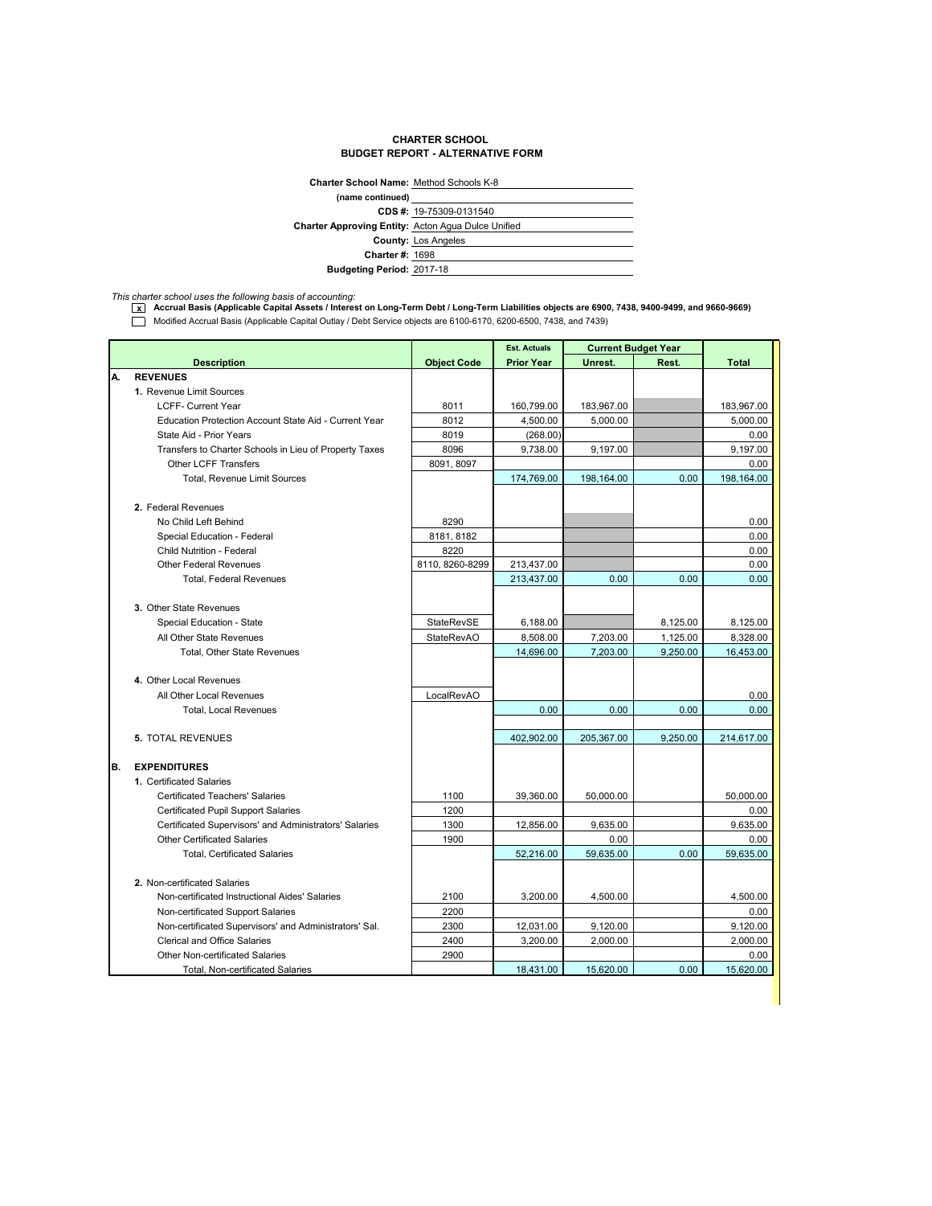**CHARTER SCHOOL**
**BUDGET REPORT - ALTERNATIVE FORM**

**Charter School Name:** Method Schools K-8
**(name continued)**
**CDS #:** 19-75309-0131540
**Charter Approving Entity:** Acton Agua Dulce Unified
**County:** Los Angeles
**Charter #:** 1698
**Budgeting Period:** 2017-18

*This charter school uses the following basis of accounting:*

- [x] **Accrual Basis (Applicable Capital Assets / Interest on Long-Term Debt / Long-Term Liabilities objects are 6900, 7438, 9400-9499, and 9660-9669)**
- [ ] Modified Accrual Basis (Applicable Capital Outlay / Debt Service objects are 6100-6170, 6200-6500, 7438, and 7439)

| | Description | Object Code | Est. Actuals Prior Year | Current Budget Year Unrest. | Current Budget Year Rest. | Total |
|---|---|---|---|---|---|---|
| **A.** | **REVENUES** | | | | | |
| | **1.** Revenue Limit Sources | | | | | |
| | LCFF- Current Year | 8011 | 160,799.00 | 183,967.00 | | 183,967.00 |
| | Education Protection Account State Aid - Current Year | 8012 | 4,500.00 | 5,000.00 | | 5,000.00 |
| | State Aid - Prior Years | 8019 | (268.00) | | | 0.00 |
| | Transfers to Charter Schools in Lieu of Property Taxes | 8096 | 9,738.00 | 9,197.00 | | 9,197.00 |
| | Other LCFF Transfers | 8091, 8097 | | | | 0.00 |
| | Total, Revenue Limit Sources | | 174,769.00 | 198,164.00 | 0.00 | 198,164.00 |
| | **2.** Federal Revenues | | | | | |
| | No Child Left Behind | 8290 | | | | 0.00 |
| | Special Education - Federal | 8181, 8182 | | | | 0.00 |
| | Child Nutrition - Federal | 8220 | | | | 0.00 |
| | Other Federal Revenues | 8110, 8260-8299 | 213,437.00 | | | 0.00 |
| | Total, Federal Revenues | | 213,437.00 | 0.00 | 0.00 | 0.00 |
| | **3.** Other State Revenues | | | | | |
| | Special Education - State | StateRevSE | 6,188.00 | | 8,125.00 | 8,125.00 |
| | All Other State Revenues | StateRevAO | 8,508.00 | 7,203.00 | 1,125.00 | 8,328.00 |
| | Total, Other State Revenues | | 14,696.00 | 7,203.00 | 9,250.00 | 16,453.00 |
| | **4.** Other Local Revenues | | | | | |
| | All Other Local Revenues | LocalRevAO | | | | 0.00 |
| | Total, Local Revenues | | 0.00 | 0.00 | 0.00 | 0.00 |
| | **5.** TOTAL REVENUES | | 402,902.00 | 205,367.00 | 9,250.00 | 214,617.00 |
| **B.** | **EXPENDITURES** | | | | | |
| | **1.** Certificated Salaries | | | | | |
| | Certificated Teachers' Salaries | 1100 | 39,360.00 | 50,000.00 | | 50,000.00 |
| | Certificated Pupil Support Salaries | 1200 | | | | 0.00 |
| | Certificated Supervisors' and Administrators' Salaries | 1300 | 12,856.00 | 9,635.00 | | 9,635.00 |
| | Other Certificated Salaries | 1900 | | 0.00 | | 0.00 |
| | Total, Certificated Salaries | | 52,216.00 | 59,635.00 | 0.00 | 59,635.00 |
| | **2.** Non-certificated Salaries | | | | | |
| | Non-certificated Instructional Aides' Salaries | 2100 | 3,200.00 | 4,500.00 | | 4,500.00 |
| | Non-certificated Support Salaries | 2200 | | | | 0.00 |
| | Non-certificated Supervisors' and Administrators' Sal. | 2300 | 12,031.00 | 9,120.00 | | 9,120.00 |
| | Clerical and Office Salaries | 2400 | 3,200.00 | 2,000.00 | | 2,000.00 |
| | Other Non-certificated Salaries | 2900 | | | | 0.00 |
| | Total, Non-certificated Salaries | | 18,431.00 | 15,620.00 | 0.00 | 15,620.00 |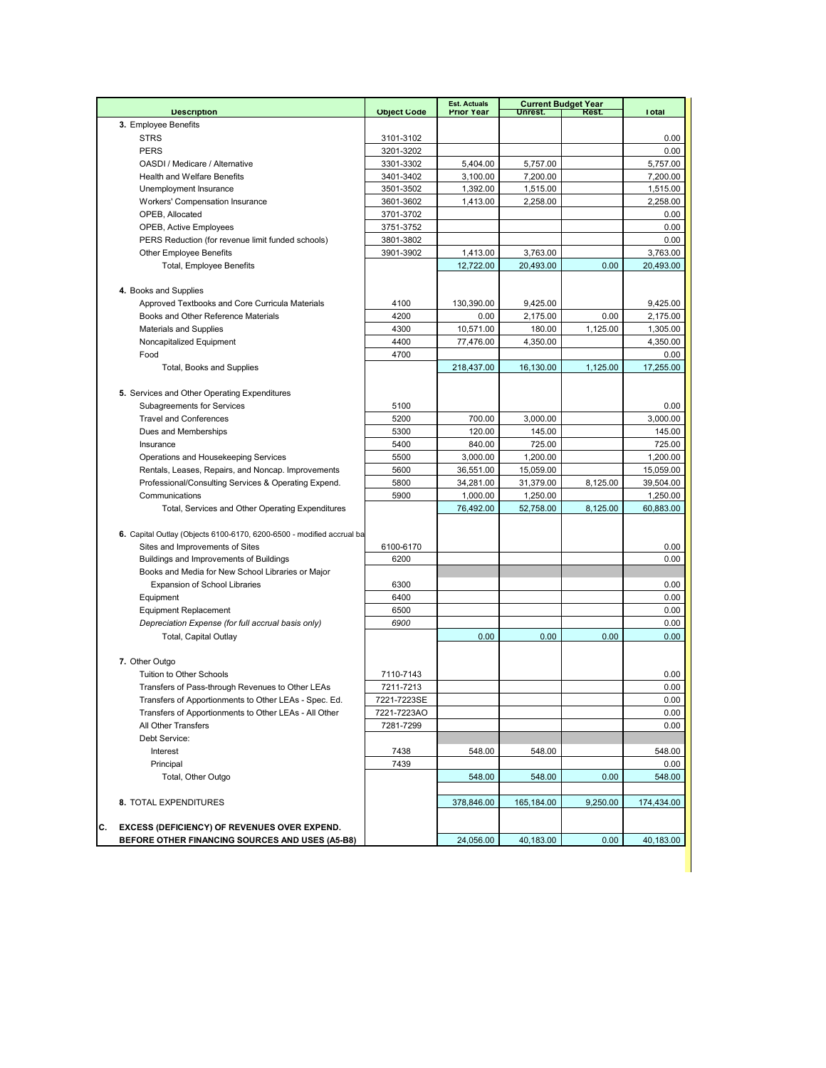| Description | Object Code | Est. Actuals Prior Year | Current Budget Year Unrest. | Current Budget Year Rest. | Total |
|---|---|---|---|---|---|
| **3.** Employee Benefits | | | | | |
| STRS | 3101-3102 | | | | 0.00 |
| PERS | 3201-3202 | | | | 0.00 |
| OASDI / Medicare / Alternative | 3301-3302 | 5,404.00 | 5,757.00 | | 5,757.00 |
| Health and Welfare Benefits | 3401-3402 | 3,100.00 | 7,200.00 | | 7,200.00 |
| Unemployment Insurance | 3501-3502 | 1,392.00 | 1,515.00 | | 1,515.00 |
| Workers' Compensation Insurance | 3601-3602 | 1,413.00 | 2,258.00 | | 2,258.00 |
| OPEB, Allocated | 3701-3702 | | | | 0.00 |
| OPEB, Active Employees | 3751-3752 | | | | 0.00 |
| PERS Reduction (for revenue limit funded schools) | 3801-3802 | | | | 0.00 |
| Other Employee Benefits | 3901-3902 | 1,413.00 | 3,763.00 | | 3,763.00 |
| Total, Employee Benefits | | 12,722.00 | 20,493.00 | 0.00 | 20,493.00 |
| **4.** Books and Supplies | | | | | |
| Approved Textbooks and Core Curricula Materials | 4100 | 130,390.00 | 9,425.00 | | 9,425.00 |
| Books and Other Reference Materials | 4200 | 0.00 | 2,175.00 | 0.00 | 2,175.00 |
| Materials and Supplies | 4300 | 10,571.00 | 180.00 | 1,125.00 | 1,305.00 |
| Noncapitalized Equipment | 4400 | 77,476.00 | 4,350.00 | | 4,350.00 |
| Food | 4700 | | | | 0.00 |
| Total, Books and Supplies | | 218,437.00 | 16,130.00 | 1,125.00 | 17,255.00 |
| **5.** Services and Other Operating Expenditures | | | | | |
| Subagreements for Services | 5100 | | | | 0.00 |
| Travel and Conferences | 5200 | 700.00 | 3,000.00 | | 3,000.00 |
| Dues and Memberships | 5300 | 120.00 | 145.00 | | 145.00 |
| Insurance | 5400 | 840.00 | 725.00 | | 725.00 |
| Operations and Housekeeping Services | 5500 | 3,000.00 | 1,200.00 | | 1,200.00 |
| Rentals, Leases, Repairs, and Noncap. Improvements | 5600 | 36,551.00 | 15,059.00 | | 15,059.00 |
| Professional/Consulting Services & Operating Expend. | 5800 | 34,281.00 | 31,379.00 | 8,125.00 | 39,504.00 |
| Communications | 5900 | 1,000.00 | 1,250.00 | | 1,250.00 |
| Total, Services and Other Operating Expenditures | | 76,492.00 | 52,758.00 | 8,125.00 | 60,883.00 |
| **6.** Capital Outlay (Objects 6100-6170, 6200-6500 - modified accrual ba | | | | | |
| Sites and Improvements of Sites | 6100-6170 | | | | 0.00 |
| Buildings and Improvements of Buildings | 6200 | | | | 0.00 |
| Books and Media for New School Libraries or Major Expansion of School Libraries | 6300 | | | | 0.00 |
| Equipment | 6400 | | | | 0.00 |
| Equipment Replacement | 6500 | | | | 0.00 |
| *Depreciation Expense (for full accrual basis only)* | *6900* | | | | 0.00 |
| Total, Capital Outlay | | 0.00 | 0.00 | 0.00 | 0.00 |
| **7.** Other Outgo | | | | | |
| Tuition to Other Schools | 7110-7143 | | | | 0.00 |
| Transfers of Pass-through Revenues to Other LEAs | 7211-7213 | | | | 0.00 |
| Transfers of Apportionments to Other LEAs - Spec. Ed. | 7221-7223SE | | | | 0.00 |
| Transfers of Apportionments to Other LEAs - All Other | 7221-7223AO | | | | 0.00 |
| All Other Transfers | 7281-7299 | | | | 0.00 |
| Debt Service: | | | | | |
| Interest | 7438 | 548.00 | 548.00 | | 548.00 |
| Principal | 7439 | | | | 0.00 |
| Total, Other Outgo | | 548.00 | 548.00 | 0.00 | 548.00 |
| **8.** TOTAL EXPENDITURES | | 378,846.00 | 165,184.00 | 9,250.00 | 174,434.00 |
| **C. EXCESS (DEFICIENCY) OF REVENUES OVER EXPEND. BEFORE OTHER FINANCING SOURCES AND USES (A5-B8)** | | 24,056.00 | 40,183.00 | 0.00 | 40,183.00 |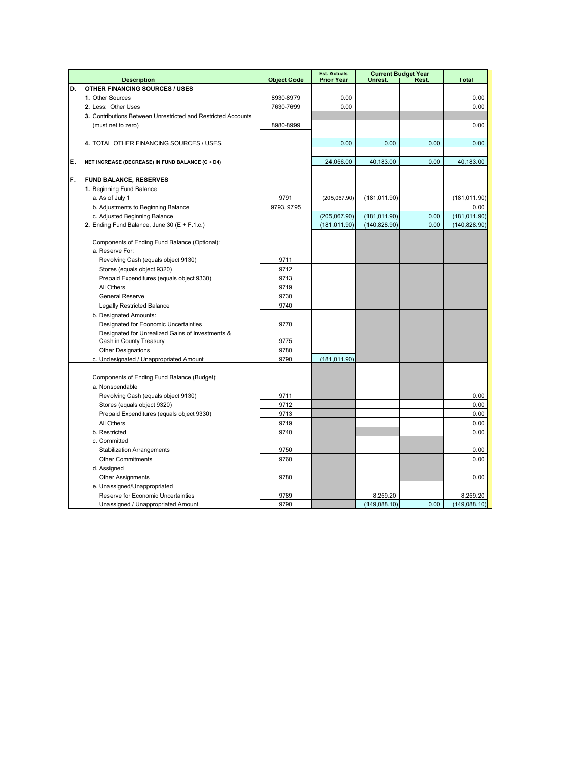| | Description | Object Code | Est. Actuals Prior Year | Current Budget Year Unrest. | Current Budget Year Rest. | Total |
|---|---|---|---|---|---|---|
| D. | **OTHER FINANCING SOURCES / USES** | | | | | |
| | **1.** Other Sources | 8930-8979 | 0.00 | | | 0.00 |
| | **2.** Less: Other Uses | 7630-7699 | 0.00 | | | 0.00 |
| | **3.** Contributions Between Unrestricted and Restricted Accounts (must net to zero) | 8980-8999 | | | | 0.00 |
| | **4.** TOTAL OTHER FINANCING SOURCES / USES | | 0.00 | 0.00 | 0.00 | 0.00 |
| E. | **NET INCREASE (DECREASE) IN FUND BALANCE (C + D4)** | | 24,056.00 | 40,183.00 | 0.00 | 40,183.00 |
| F. | **FUND BALANCE, RESERVES** | | | | | |
| | **1.** Beginning Fund Balance | | | | | |
| | a. As of July 1 | 9791 | (205,067.90) | (181,011.90) | | (181,011.90) |
| | b. Adjustments to Beginning Balance | 9793, 9795 | | | | 0.00 |
| | c. Adjusted Beginning Balance | | (205,067.90) | (181,011.90) | 0.00 | (181,011.90) |
| | **2.** Ending Fund Balance, June 30 (E + F.1.c.) | | (181,011.90) | (140,828.90) | 0.00 | (140,828.90) |
| | Components of Ending Fund Balance (Optional): | | | | | |
| | a. Reserve For: | | | | | |
| | Revolving Cash (equals object 9130) | 9711 | | | | |
| | Stores (equals object 9320) | 9712 | | | | |
| | Prepaid Expenditures (equals object 9330) | 9713 | | | | |
| | All Others | 9719 | | | | |
| | General Reserve | 9730 | | | | |
| | Legally Restricted Balance | 9740 | | | | |
| | b. Designated Amounts: | | | | | |
| | Designated for Economic Uncertainties | 9770 | | | | |
| | Designated for Unrealized Gains of Investments & Cash in County Treasury | 9775 | | | | |
| | Other Designations | 9780 | | | | |
| | c. Undesignated / Unappropriated Amount | 9790 | (181,011.90) | | | |
| | Components of Ending Fund Balance (Budget): | | | | | |
| | a. Nonspendable | | | | | |
| | Revolving Cash (equals object 9130) | 9711 | | | | 0.00 |
| | Stores (equals object 9320) | 9712 | | | | 0.00 |
| | Prepaid Expenditures (equals object 9330) | 9713 | | | | 0.00 |
| | All Others | 9719 | | | | 0.00 |
| | b. Restricted | 9740 | | | | 0.00 |
| | c. Committed | | | | | |
| | Stabilization Arrangements | 9750 | | | | 0.00 |
| | Other Commitments | 9760 | | | | 0.00 |
| | d. Assigned | | | | | |
| | Other Assignments | 9780 | | | | 0.00 |
| | e. Unassigned/Unappropriated | | | | | |
| | Reserve for Economic Uncertainties | 9789 | | 8,259.20 | | 8,259.20 |
| | Unassigned / Unappropriated Amount | 9790 | | (149,088.10) | 0.00 | (149,088.10) |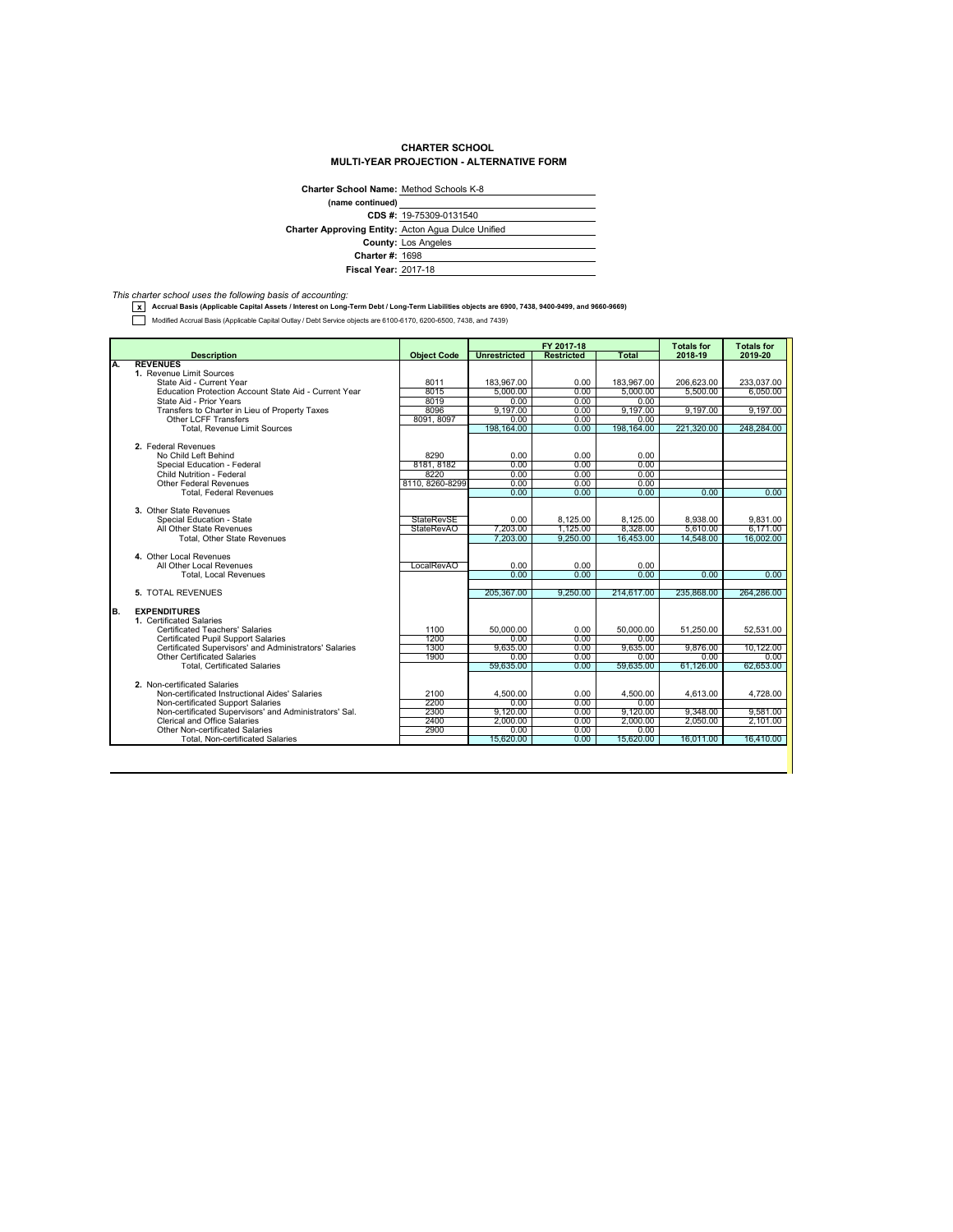# CHARTER SCHOOL
## MULTI-YEAR PROJECTION - ALTERNATIVE FORM

**Charter School Name:** Method Schools K-8
**(name continued)**
**CDS #:** 19-75309-0131540
**Charter Approving Entity:** Acton Agua Dulce Unified
**County:** Los Angeles
**Charter #:** 1698
**Fiscal Year:** 2017-18

*This charter school uses the following basis of accounting:*

- [x] **Accrual Basis (Applicable Capital Assets / Interest on Long-Term Debt / Long-Term Liabilities objects are 6900, 7438, 9400-9499, and 9660-9669)**
- [ ] Modified Accrual Basis (Applicable Capital Outlay / Debt Service objects are 6100-6170, 6200-6500, 7438, and 7439)

| | Description | Object Code | FY 2017-18 Unrestricted | FY 2017-18 Restricted | FY 2017-18 Total | Totals for 2018-19 | Totals for 2019-20 |
|---|---|---|---|---|---|---|---|
| **A.** | **REVENUES** | | | | | | |
| | **1.** Revenue Limit Sources | | | | | | |
| | State Aid - Current Year | 8011 | 183,967.00 | 0.00 | 183,967.00 | 206,623.00 | 233,037.00 |
| | Education Protection Account State Aid - Current Year | 8015 | 5,000.00 | 0.00 | 5,000.00 | 5,500.00 | 6,050.00 |
| | State Aid - Prior Years | 8019 | 0.00 | 0.00 | 0.00 | | |
| | Transfers to Charter in Lieu of Property Taxes | 8096 | 9,197.00 | 0.00 | 9,197.00 | 9,197.00 | 9,197.00 |
| | Other LCFF Transfers | 8091, 8097 | 0.00 | 0.00 | 0.00 | | |
| | Total, Revenue Limit Sources | | 198,164.00 | 0.00 | 198,164.00 | 221,320.00 | 248,284.00 |
| | **2.** Federal Revenues | | | | | | |
| | No Child Left Behind | 8290 | 0.00 | 0.00 | 0.00 | | |
| | Special Education - Federal | 8181, 8182 | 0.00 | 0.00 | 0.00 | | |
| | Child Nutrition - Federal | 8220 | 0.00 | 0.00 | 0.00 | | |
| | Other Federal Revenues | 8110, 8260-8299 | 0.00 | 0.00 | 0.00 | | |
| | Total, Federal Revenues | | 0.00 | 0.00 | 0.00 | 0.00 | 0.00 |
| | **3.** Other State Revenues | | | | | | |
| | Special Education - State | StateRevSE | 0.00 | 8,125.00 | 8,125.00 | 8,938.00 | 9,831.00 |
| | All Other State Revenues | StateRevAO | 7,203.00 | 1,125.00 | 8,328.00 | 5,610.00 | 6,171.00 |
| | Total, Other State Revenues | | 7,203.00 | 9,250.00 | 16,453.00 | 14,548.00 | 16,002.00 |
| | **4.** Other Local Revenues | | | | | | |
| | All Other Local Revenues | LocalRevAO | 0.00 | 0.00 | 0.00 | | |
| | Total, Local Revenues | | 0.00 | 0.00 | 0.00 | 0.00 | 0.00 |
| | **5.** TOTAL REVENUES | | 205,367.00 | 9,250.00 | 214,617.00 | 235,868.00 | 264,286.00 |
| **B.** | **EXPENDITURES** | | | | | | |
| | **1.** Certificated Salaries | | | | | | |
| | Certificated Teachers' Salaries | 1100 | 50,000.00 | 0.00 | 50,000.00 | 51,250.00 | 52,531.00 |
| | Certificated Pupil Support Salaries | 1200 | 0.00 | 0.00 | 0.00 | | |
| | Certificated Supervisors' and Administrators' Salaries | 1300 | 9,635.00 | 0.00 | 9,635.00 | 9,876.00 | 10,122.00 |
| | Other Certificated Salaries | 1900 | 0.00 | 0.00 | 0.00 | 0.00 | 0.00 |
| | Total, Certificated Salaries | | 59,635.00 | 0.00 | 59,635.00 | 61,126.00 | 62,653.00 |
| | **2.** Non-certificated Salaries | | | | | | |
| | Non-certificated Instructional Aides' Salaries | 2100 | 4,500.00 | 0.00 | 4,500.00 | 4,613.00 | 4,728.00 |
| | Non-certificated Support Salaries | 2200 | 0.00 | 0.00 | 0.00 | | |
| | Non-certificated Supervisors' and Administrators' Sal. | 2300 | 9,120.00 | 0.00 | 9,120.00 | 9,348.00 | 9,581.00 |
| | Clerical and Office Salaries | 2400 | 2,000.00 | 0.00 | 2,000.00 | 2,050.00 | 2,101.00 |
| | Other Non-certificated Salaries | 2900 | 0.00 | 0.00 | 0.00 | | |
| | Total, Non-certificated Salaries | | 15,620.00 | 0.00 | 15,620.00 | 16,011.00 | 16,410.00 |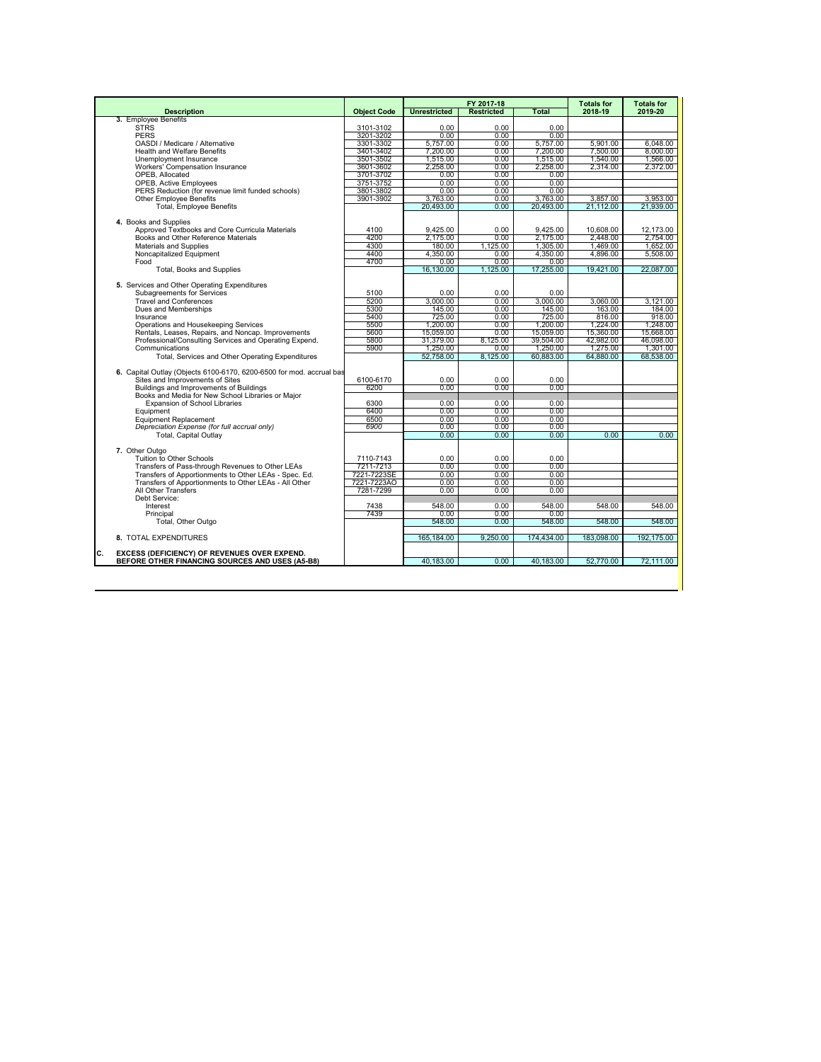| Description | Object Code | FY 2017-18 | | | Totals for 2018-19 | Totals for 2019-20 |
|---|---|---|---|---|---|---|
| | | Unrestricted | Restricted | Total | | |
| **3.** Employee Benefits | | | | | | |
| STRS | 3101-3102 | 0.00 | 0.00 | 0.00 | | |
| PERS | 3201-3202 | 0.00 | 0.00 | 0.00 | | |
| OASDI / Medicare / Alternative | 3301-3302 | 5,757.00 | 0.00 | 5,757.00 | 5,901.00 | 6,048.00 |
| Health and Welfare Benefits | 3401-3402 | 7,200.00 | 0.00 | 7,200.00 | 7,500.00 | 8,000.00 |
| Unemployment Insurance | 3501-3502 | 1,515.00 | 0.00 | 1,515.00 | 1,540.00 | 1,566.00 |
| Workers' Compensation Insurance | 3601-3602 | 2,258.00 | 0.00 | 2,258.00 | 2,314.00 | 2,372.00 |
| OPEB, Allocated | 3701-3702 | 0.00 | 0.00 | 0.00 | | |
| OPEB, Active Employees | 3751-3752 | 0.00 | 0.00 | 0.00 | | |
| PERS Reduction (for revenue limit funded schools) | 3801-3802 | 0.00 | 0.00 | 0.00 | | |
| Other Employee Benefits | 3901-3902 | 3,763.00 | 0.00 | 3,763.00 | 3,857.00 | 3,953.00 |
| Total, Employee Benefits | | 20,493.00 | 0.00 | 20,493.00 | 21,112.00 | 21,939.00 |
| **4.** Books and Supplies | | | | | | |
| Approved Textbooks and Core Curricula Materials | 4100 | 9,425.00 | 0.00 | 9,425.00 | 10,608.00 | 12,173.00 |
| Books and Other Reference Materials | 4200 | 2,175.00 | 0.00 | 2,175.00 | 2,448.00 | 2,754.00 |
| Materials and Supplies | 4300 | 180.00 | 1,125.00 | 1,305.00 | 1,469.00 | 1,652.00 |
| Noncapitalized Equipment | 4400 | 4,350.00 | 0.00 | 4,350.00 | 4,896.00 | 5,508.00 |
| Food | 4700 | 0.00 | 0.00 | 0.00 | | |
| Total, Books and Supplies | | 16,130.00 | 1,125.00 | 17,255.00 | 19,421.00 | 22,087.00 |
| **5.** Services and Other Operating Expenditures | | | | | | |
| Subagreements for Services | 5100 | 0.00 | 0.00 | 0.00 | | |
| Travel and Conferences | 5200 | 3,000.00 | 0.00 | 3,000.00 | 3,060.00 | 3,121.00 |
| Dues and Memberships | 5300 | 145.00 | 0.00 | 145.00 | 163.00 | 184.00 |
| Insurance | 5400 | 725.00 | 0.00 | 725.00 | 816.00 | 918.00 |
| Operations and Housekeeping Services | 5500 | 1,200.00 | 0.00 | 1,200.00 | 1,224.00 | 1,248.00 |
| Rentals, Leases, Repairs, and Noncap. Improvements | 5600 | 15,059.00 | 0.00 | 15,059.00 | 15,360.00 | 15,668.00 |
| Professional/Consulting Services and Operating Expend. | 5800 | 31,379.00 | 8,125.00 | 39,504.00 | 42,982.00 | 46,098.00 |
| Communications | 5900 | 1,250.00 | 0.00 | 1,250.00 | 1,275.00 | 1,301.00 |
| Total, Services and Other Operating Expenditures | | 52,758.00 | 8,125.00 | 60,883.00 | 64,880.00 | 68,538.00 |
| **6.** Capital Outlay (Objects 6100-6170, 6200-6500 for mod. accrual bas | | | | | | |
| Sites and Improvements of Sites | 6100-6170 | 0.00 | 0.00 | 0.00 | | |
| Buildings and Improvements of Buildings | 6200 | 0.00 | 0.00 | 0.00 | | |
| Books and Media for New School Libraries or Major | | | | | | |
| Expansion of School Libraries | 6300 | 0.00 | 0.00 | 0.00 | | |
| Equipment | 6400 | 0.00 | 0.00 | 0.00 | | |
| Equipment Replacement | 6500 | 0.00 | 0.00 | 0.00 | | |
| *Depreciation Expense (for full accrual only)* | *6900* | 0.00 | 0.00 | 0.00 | | |
| Total, Capital Outlay | | 0.00 | 0.00 | 0.00 | 0.00 | 0.00 |
| **7.** Other Outgo | | | | | | |
| Tuition to Other Schools | 7110-7143 | 0.00 | 0.00 | 0.00 | | |
| Transfers of Pass-through Revenues to Other LEAs | 7211-7213 | 0.00 | 0.00 | 0.00 | | |
| Transfers of Apportionments to Other LEAs - Spec. Ed. | 7221-7223SE | 0.00 | 0.00 | 0.00 | | |
| Transfers of Apportionments to Other LEAs - All Other | 7221-7223AO | 0.00 | 0.00 | 0.00 | | |
| All Other Transfers | 7281-7299 | 0.00 | 0.00 | 0.00 | | |
| Debt Service: | | | | | | |
| Interest | 7438 | 548.00 | 0.00 | 548.00 | 548.00 | 548.00 |
| Principal | 7439 | 0.00 | 0.00 | 0.00 | | |
| Total, Other Outgo | | 548.00 | 0.00 | 548.00 | 548.00 | 548.00 |
| **8.** TOTAL EXPENDITURES | | 165,184.00 | 9,250.00 | 174,434.00 | 183,098.00 | 192,175.00 |
| **C. EXCESS (DEFICIENCY) OF REVENUES OVER EXPEND. BEFORE OTHER FINANCING SOURCES AND USES (A5-B8)** | | 40,183.00 | 0.00 | 40,183.00 | 52,770.00 | 72,111.00 |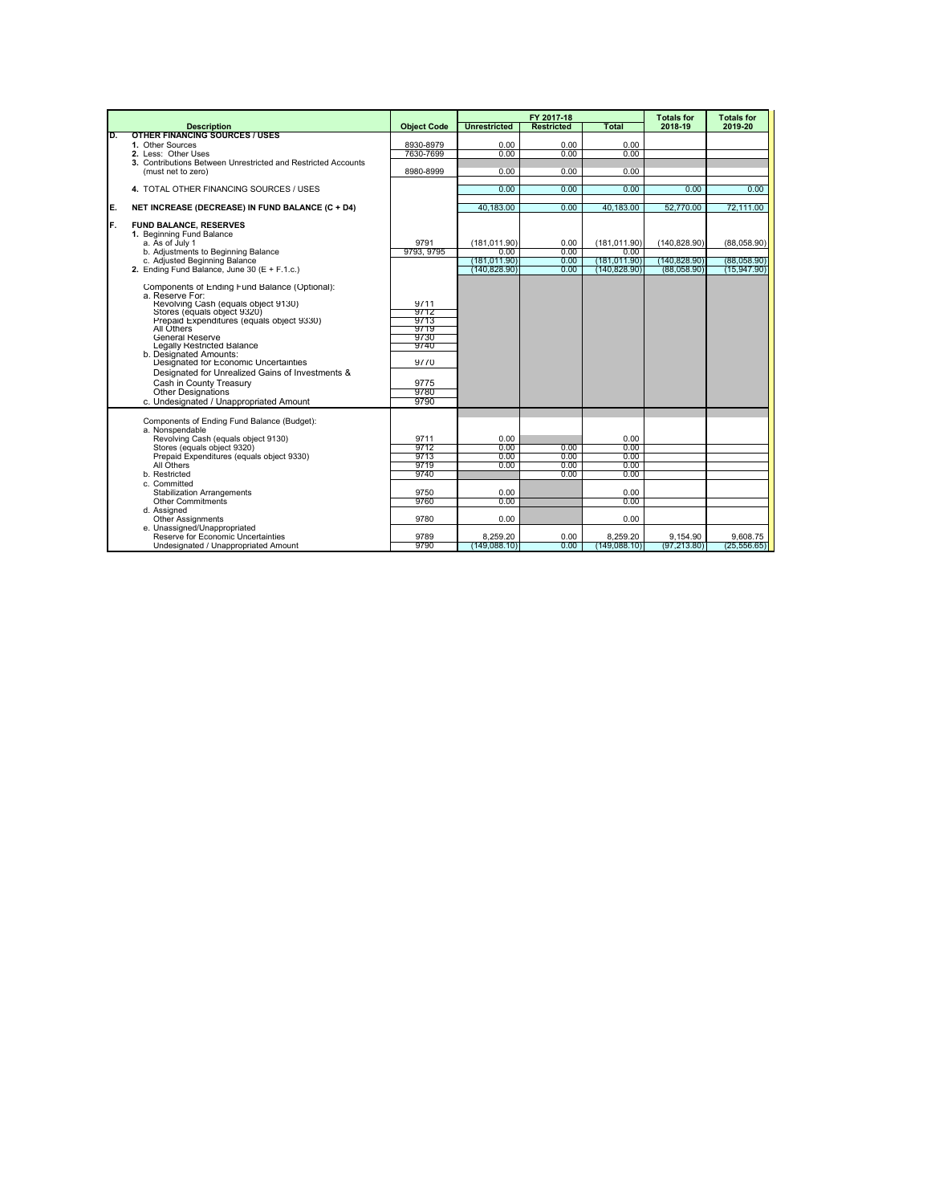| | Description | Object Code | FY 2017-18 Unrestricted | FY 2017-18 Restricted | FY 2017-18 Total | Totals for 2018-19 | Totals for 2019-20 |
|---|---|---|---|---|---|---|---|
| D. | **OTHER FINANCING SOURCES / USES** | | | | | | |
| | 1. Other Sources | 8930-8979 | 0.00 | 0.00 | 0.00 | | |
| | 2. Less: Other Uses | 7630-7699 | 0.00 | 0.00 | 0.00 | | |
| | 3. Contributions Between Unrestricted and Restricted Accounts (must net to zero) | 8980-8999 | 0.00 | 0.00 | 0.00 | | |
| | 4. TOTAL OTHER FINANCING SOURCES / USES | | 0.00 | 0.00 | 0.00 | 0.00 | 0.00 |
| E. | **NET INCREASE (DECREASE) IN FUND BALANCE (C + D4)** | | 40,183.00 | 0.00 | 40,183.00 | 52,770.00 | 72,111.00 |
| F. | **FUND BALANCE, RESERVES** | | | | | | |
| | 1. Beginning Fund Balance | | | | | | |
| | a. As of July 1 | 9791 | (181,011.90) | 0.00 | (181,011.90) | (140,828.90) | (88,058.90) |
| | b. Adjustments to Beginning Balance | 9793, 9795 | 0.00 | 0.00 | 0.00 | | |
| | c. Adjusted Beginning Balance | | (181,011.90) | 0.00 | (181,011.90) | (140,828.90) | (88,058.90) |
| | 2. Ending Fund Balance, June 30 (E + F.1.c.) | | (140,828.90) | 0.00 | (140,828.90) | (88,058.90) | (15,947.90) |
| | Components of Ending Fund Balance (Optional): | | | | | | |
| | a. Reserve For: | | | | | | |
| | Revolving Cash (equals object 9130) | 9711 | | | | | |
| | Stores (equals object 9320) | 9712 | | | | | |
| | Prepaid Expenditures (equals object 9330) | 9713 | | | | | |
| | All Others | 9719 | | | | | |
| | General Reserve | 9730 | | | | | |
| | Legally Restricted Balance | 9740 | | | | | |
| | b. Designated Amounts: | | | | | | |
| | Designated for Economic Uncertainties | 9770 | | | | | |
| | Designated for Unrealized Gains of Investments & Cash in County Treasury | 9775 | | | | | |
| | Other Designations | 9780 | | | | | |
| | c. Undesignated / Unappropriated Amount | 9790 | | | | | |
| | Components of Ending Fund Balance (Budget): | | | | | | |
| | a. Nonspendable | | | | | | |
| | Revolving Cash (equals object 9130) | 9711 | 0.00 | | 0.00 | | |
| | Stores (equals object 9320) | 9712 | 0.00 | 0.00 | 0.00 | | |
| | Prepaid Expenditures (equals object 9330) | 9713 | 0.00 | 0.00 | 0.00 | | |
| | All Others | 9719 | 0.00 | 0.00 | 0.00 | | |
| | b. Restricted | 9740 | | 0.00 | 0.00 | | |
| | c. Committed | | | | | | |
| | Stabilization Arrangements | 9750 | 0.00 | | 0.00 | | |
| | Other Commitments | 9760 | 0.00 | | 0.00 | | |
| | d. Assigned | | | | | | |
| | Other Assignments | 9780 | 0.00 | | 0.00 | | |
| | e. Unassigned/Unappropriated | | | | | | |
| | Reserve for Economic Uncertainties | 9789 | 8,259.20 | 0.00 | 8,259.20 | 9,154.90 | 9,608.75 |
| | Undesignated / Unappropriated Amount | 9790 | (149,088.10) | 0.00 | (149,088.10) | (97,213.80) | (25,556.65) |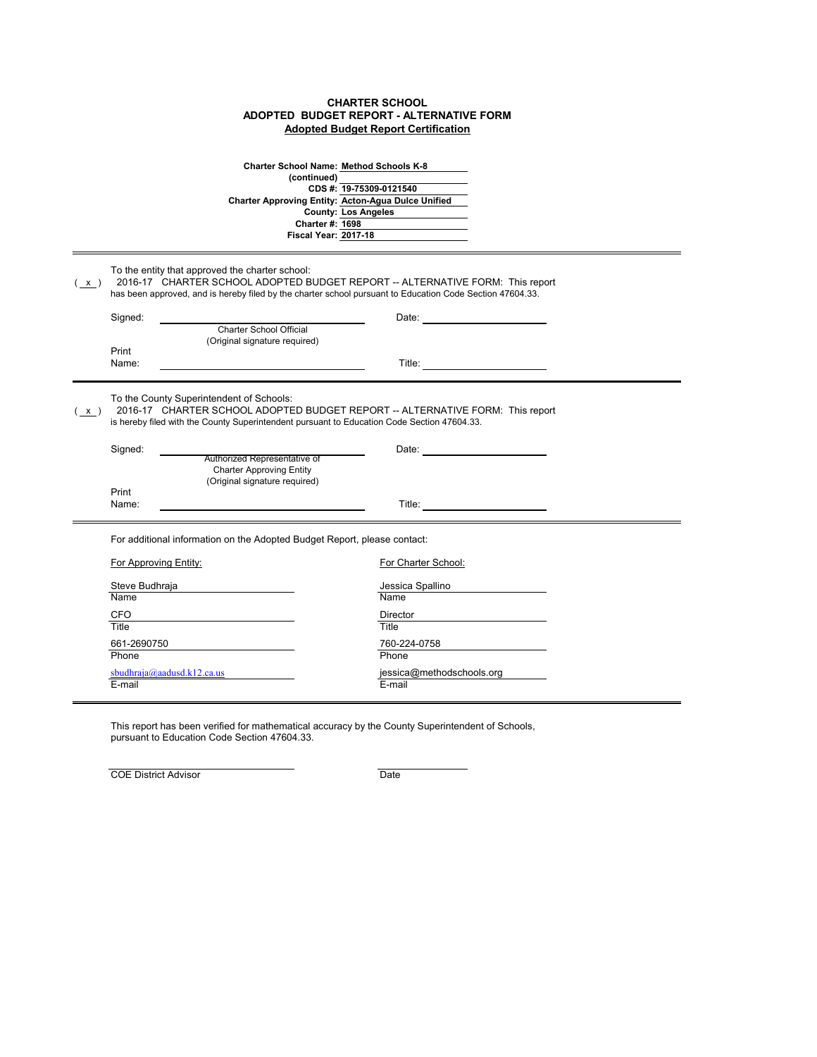**CHARTER SCHOOL**
**ADOPTED BUDGET REPORT - ALTERNATIVE FORM**
**Adopted Budget Report Certification**

**Charter School Name:** Method Schools K-8
**(continued)**
**CDS #:** 19-75309-0121540
**Charter Approving Entity:** Acton-Agua Dulce Unified
**County:** Los Angeles
**Charter #:** 1698
**Fiscal Year:** 2017-18

---

To the entity that approved the charter school:
( x ) 2016-17 CHARTER SCHOOL ADOPTED BUDGET REPORT -- ALTERNATIVE FORM: This report has been approved, and is hereby filed by the charter school pursuant to Education Code Section 47604.33.

Signed: ______________________ Date: ______________________
Charter School Official
(Original signature required)

Print Name: ______________________ Title: ______________________

---

To the County Superintendent of Schools:
( x ) 2016-17 CHARTER SCHOOL ADOPTED BUDGET REPORT -- ALTERNATIVE FORM: This report is hereby filed with the County Superintendent pursuant to Education Code Section 47604.33.

Signed: ______________________ Date: ______________________
Authorized Representative of
Charter Approving Entity
(Original signature required)

Print Name: ______________________ Title: ______________________

---

For additional information on the Adopted Budget Report, please contact:

| For Approving Entity: | For Charter School: |
|---|---|
| Steve Budhraja | Jessica Spallino |
| Name | Name |
| CFO | Director |
| Title | Title |
| 661-2690750 | 760-224-0758 |
| Phone | Phone |
| sbudhraja@aadusd.k12.ca.us | jessica@methodschools.org |
| E-mail | E-mail |

---

This report has been verified for mathematical accuracy by the County Superintendent of Schools, pursuant to Education Code Section 47604.33.

______________________ ______________
COE District Advisor Date